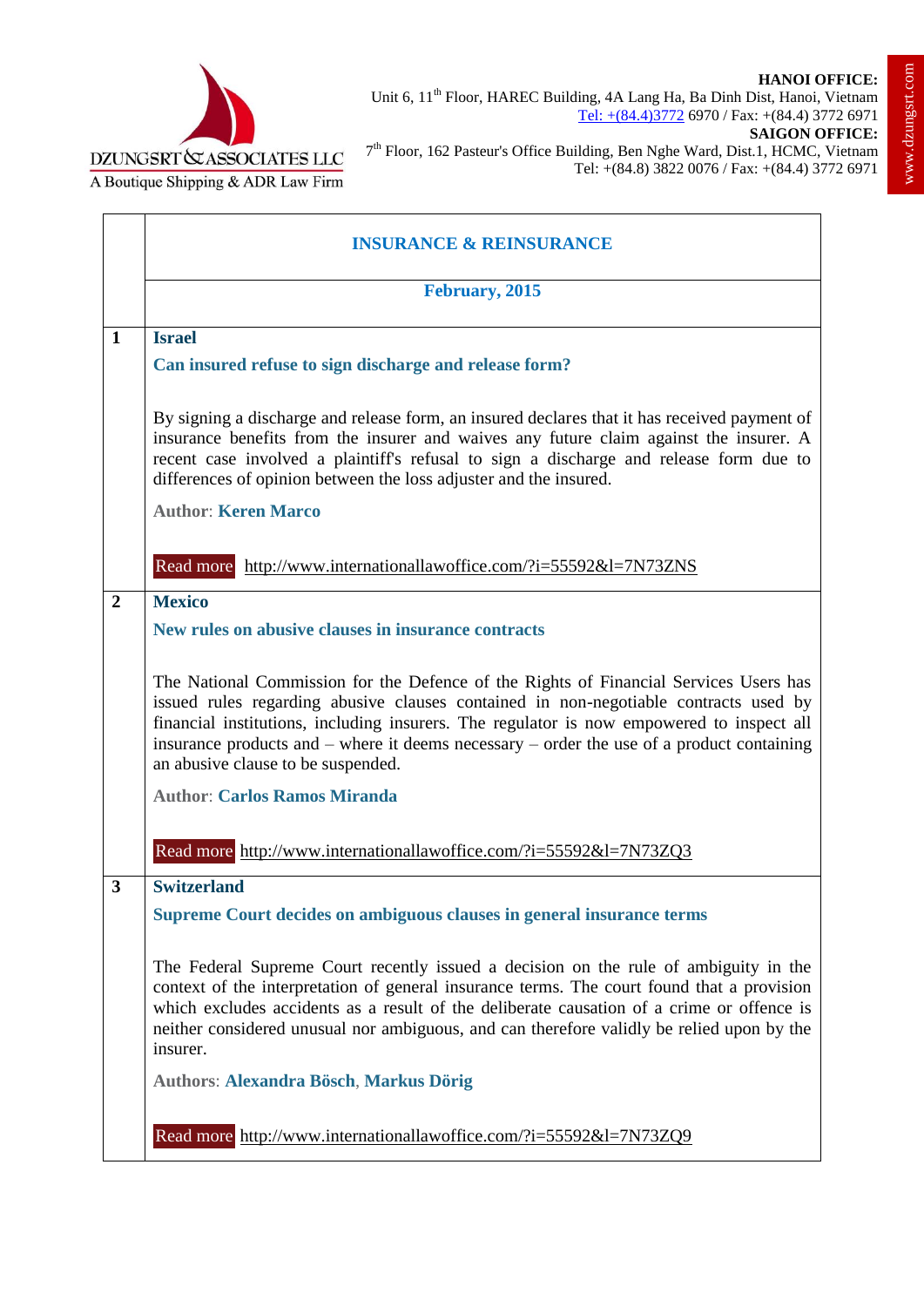DZUNGSRT & ASSOCIATES LLC
A Boutique Shipping & ADR Law Firm

**HANOI OFFICE:**
Unit 6, 11th Floor, HAREC Building, 4A Lang Ha, Ba Dinh Dist, Hanoi, Vietnam
Tel: +(84.4)3772 6970 / Fax: +(84.4) 3772 6971
**SAIGON OFFICE:**
7th Floor, 162 Pasteur's Office Building, Ben Nghe Ward, Dist.1, HCMC, Vietnam
Tel: +(84.8) 3822 0076 / Fax: +(84.4) 3772 6971

www.dzungsrt.com

# INSURANCE & REINSURANCE

**February, 2015**

## 1 Israel

### Can insured refuse to sign discharge and release form?

By signing a discharge and release form, an insured declares that it has received payment of insurance benefits from the insurer and waives any future claim against the insurer. A recent case involved a plaintiff's refusal to sign a discharge and release form due to differences of opinion between the loss adjuster and the insured.

**Author**: **Keren Marco**

Read more http://www.internationallawoffice.com/?i=55592&l=7N73ZNS

## 2 Mexico

### New rules on abusive clauses in insurance contracts

The National Commission for the Defence of the Rights of Financial Services Users has issued rules regarding abusive clauses contained in non-negotiable contracts used by financial institutions, including insurers. The regulator is now empowered to inspect all insurance products and – where it deems necessary – order the use of a product containing an abusive clause to be suspended.

**Author**: **Carlos Ramos Miranda**

Read more http://www.internationallawoffice.com/?i=55592&l=7N73ZQ3

## 3 Switzerland

### Supreme Court decides on ambiguous clauses in general insurance terms

The Federal Supreme Court recently issued a decision on the rule of ambiguity in the context of the interpretation of general insurance terms. The court found that a provision which excludes accidents as a result of the deliberate causation of a crime or offence is neither considered unusual nor ambiguous, and can therefore validly be relied upon by the insurer.

**Authors**: **Alexandra Bösch**, **Markus Dörig**

Read more http://www.internationallawoffice.com/?i=55592&l=7N73ZQ9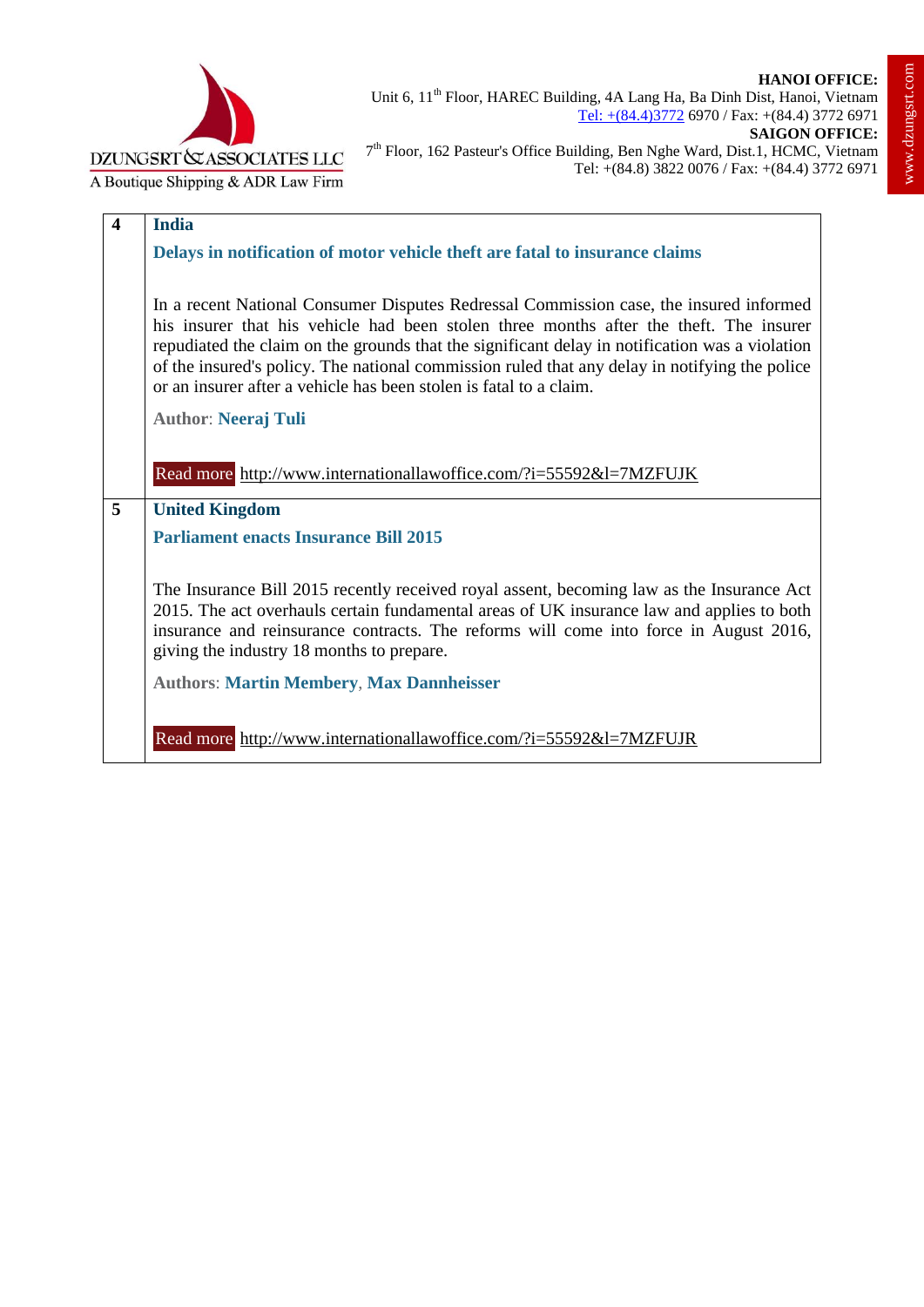**HANOI OFFICE:**
Unit 6, 11th Floor, HAREC Building, 4A Lang Ha, Ba Dinh Dist, Hanoi, Vietnam
Tel: +(84.4)3772 6970 / Fax: +(84.4) 3772 6971
**SAIGON OFFICE:**
7th Floor, 162 Pasteur's Office Building, Ben Nghe Ward, Dist.1, HCMC, Vietnam
Tel: +(84.8) 3822 0076 / Fax: +(84.4) 3772 6971

DZUNGSRT & ASSOCIATES LLC
A Boutique Shipping & ADR Law Firm

www.dzungsrt.com

| | |
|---|---|
| **4** | **India**<br><br>**Delays in notification of motor vehicle theft are fatal to insurance claims**<br><br>In a recent National Consumer Disputes Redressal Commission case, the insured informed his insurer that his vehicle had been stolen three months after the theft. The insurer repudiated the claim on the grounds that the significant delay in notification was a violation of the insured's policy. The national commission ruled that any delay in notifying the police or an insurer after a vehicle has been stolen is fatal to a claim.<br><br>**Author**: **Neeraj Tuli**<br><br>Read more http://www.internationallawoffice.com/?i=55592&l=7MZFUJK |
| **5** | **United Kingdom**<br><br>**Parliament enacts Insurance Bill 2015**<br><br>The Insurance Bill 2015 recently received royal assent, becoming law as the Insurance Act 2015. The act overhauls certain fundamental areas of UK insurance law and applies to both insurance and reinsurance contracts. The reforms will come into force in August 2016, giving the industry 18 months to prepare.<br><br>**Authors**: **Martin Membery**, **Max Dannheisser**<br><br>Read more http://www.internationallawoffice.com/?i=55592&l=7MZFUJR |